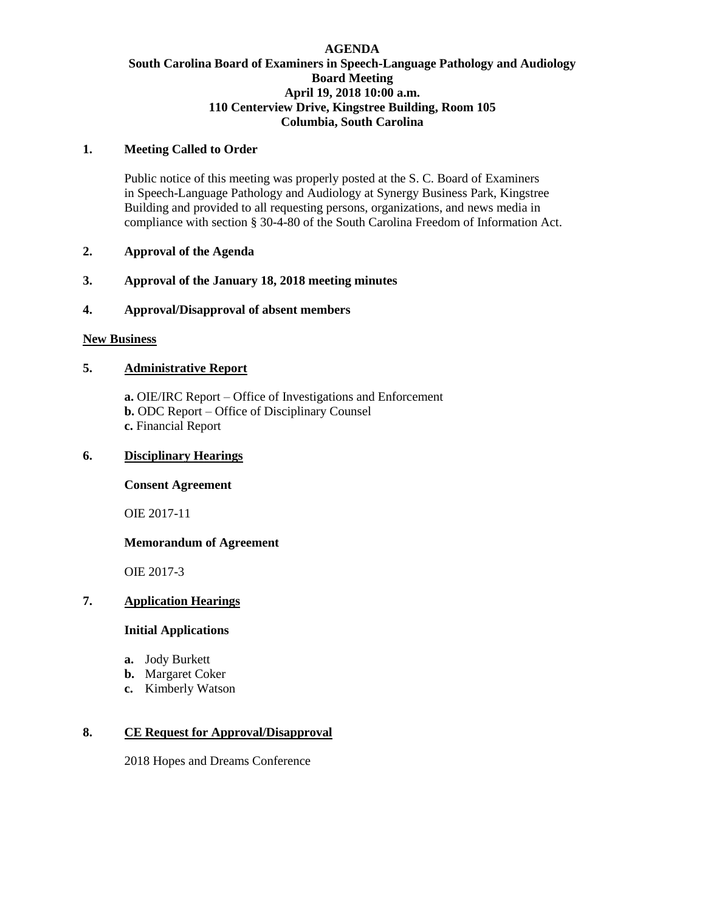# AGENDA

## South Carolina Board of Examiners in Speech-Language Pathology and Audiology

**Board Meeting**
**April 19, 2018 10:00 a.m.**
**110 Centerview Drive, Kingstree Building, Room 105**
**Columbia, South Carolina**

**1. Meeting Called to Order**

Public notice of this meeting was properly posted at the S. C. Board of Examiners in Speech-Language Pathology and Audiology at Synergy Business Park, Kingstree Building and provided to all requesting persons, organizations, and news media in compliance with section § 30-4-80 of the South Carolina Freedom of Information Act.

**2. Approval of the Agenda**

**3. Approval of the January 18, 2018 meeting minutes**

**4. Approval/Disapproval of absent members**

**New Business**

**5. Administrative Report**

**a.** OIE/IRC Report – Office of Investigations and Enforcement
**b.** ODC Report – Office of Disciplinary Counsel
**c.** Financial Report

**6. Disciplinary Hearings**

**Consent Agreement**

OIE 2017-11

**Memorandum of Agreement**

OIE 2017-3

**7. Application Hearings**

**Initial Applications**

**a.** Jody Burkett
**b.** Margaret Coker
**c.** Kimberly Watson

**8. CE Request for Approval/Disapproval**

2018 Hopes and Dreams Conference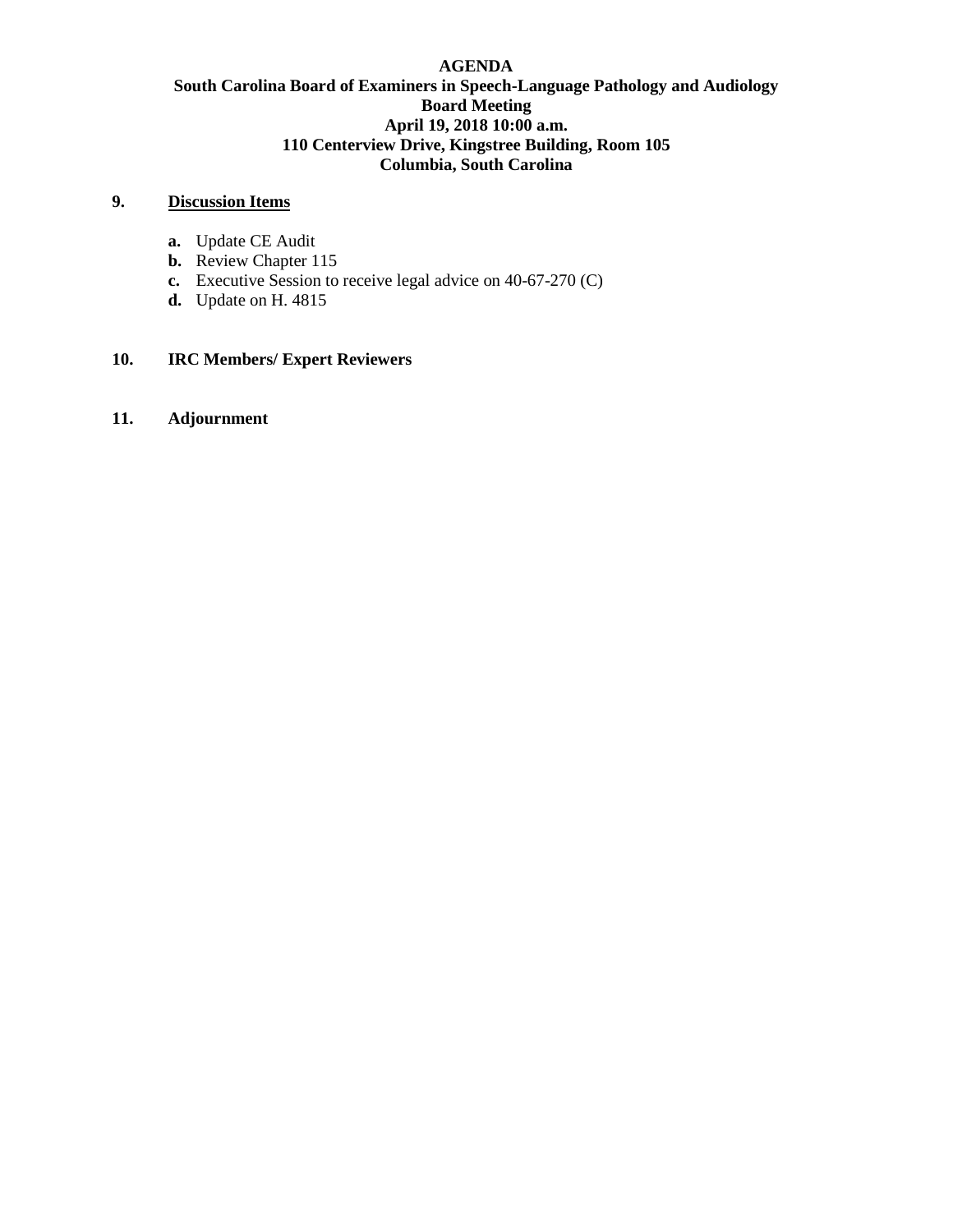**AGENDA**
**South Carolina Board of Examiners in Speech-Language Pathology and Audiology**
**Board Meeting**
**April 19, 2018 10:00 a.m.**
**110 Centerview Drive, Kingstree Building, Room 105**
**Columbia, South Carolina**

**9. Discussion Items**

- **a.** Update CE Audit
- **b.** Review Chapter 115
- **c.** Executive Session to receive legal advice on 40-67-270 (C)
- **d.** Update on H. 4815

**10. IRC Members/ Expert Reviewers**

**11. Adjournment**